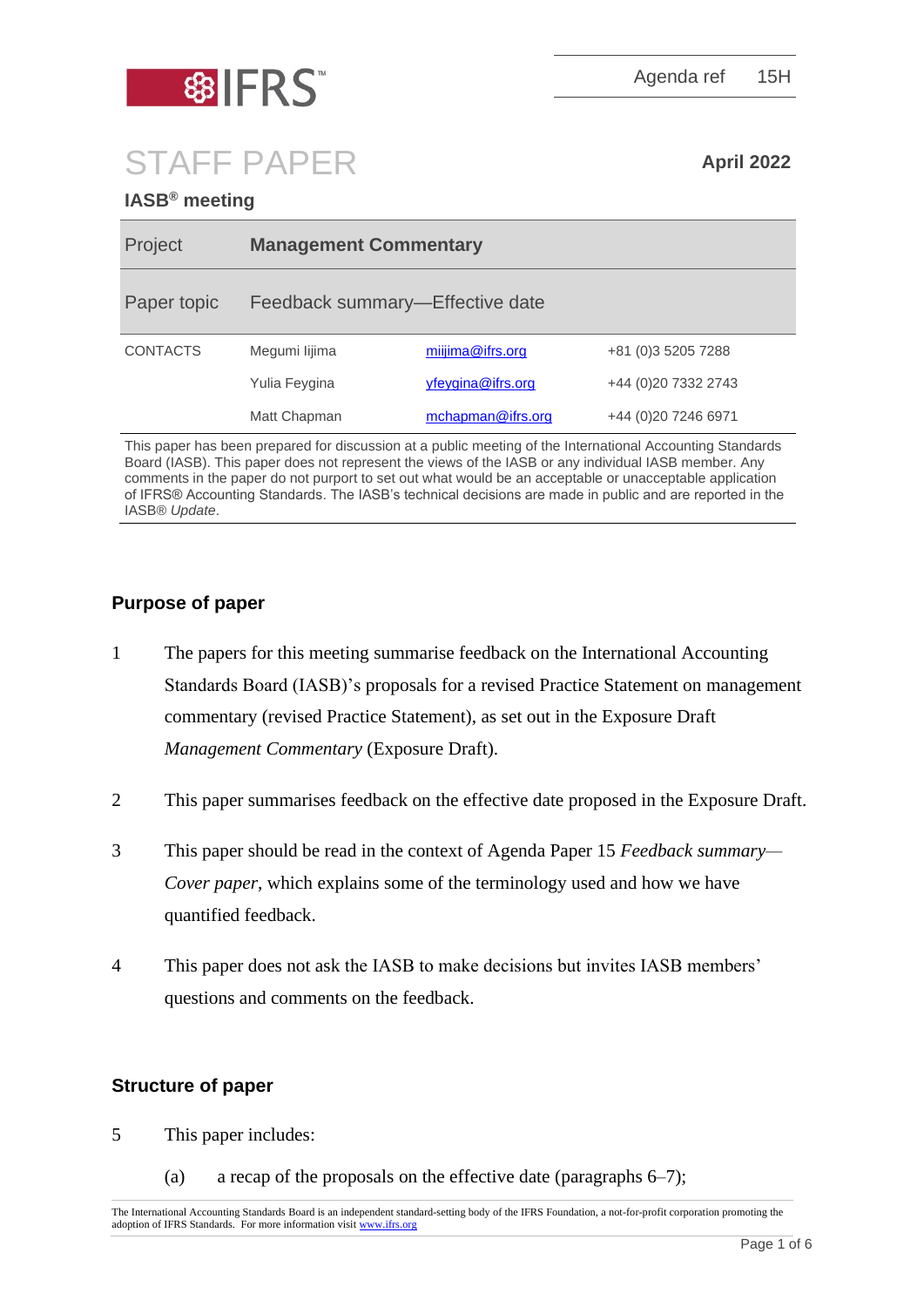Agenda ref 15H

# STAFF PAPER

**April 2022**

**IASB® meeting**

| Project | **Management Commentary** | |
|---|---|---|
| Paper topic | Feedback summary—Effective date | |
| CONTACTS | Megumi Iijima | miijima@ifrs.org | +81 (0)3 5205 7288 |
| | Yulia Feygina | yfeygina@ifrs.org | +44 (0)20 7332 2743 |
| | Matt Chapman | mchapman@ifrs.org | +44 (0)20 7246 6971 |

This paper has been prepared for discussion at a public meeting of the International Accounting Standards Board (IASB). This paper does not represent the views of the IASB or any individual IASB member. Any comments in the paper do not purport to set out what would be an acceptable or unacceptable application of IFRS® Accounting Standards. The IASB's technical decisions are made in public and are reported in the IASB® *Update*.

## Purpose of paper

1. The papers for this meeting summarise feedback on the International Accounting Standards Board (IASB)'s proposals for a revised Practice Statement on management commentary (revised Practice Statement), as set out in the Exposure Draft *Management Commentary* (Exposure Draft).

2. This paper summarises feedback on the effective date proposed in the Exposure Draft.

3. This paper should be read in the context of Agenda Paper 15 *Feedback summary—Cover paper*, which explains some of the terminology used and how we have quantified feedback.

4. This paper does not ask the IASB to make decisions but invites IASB members' questions and comments on the feedback.

## Structure of paper

5. This paper includes:

   (a) a recap of the proposals on the effective date (paragraphs 6–7);

The International Accounting Standards Board is an independent standard-setting body of the IFRS Foundation, a not-for-profit corporation promoting the adoption of IFRS Standards. For more information visit www.ifrs.org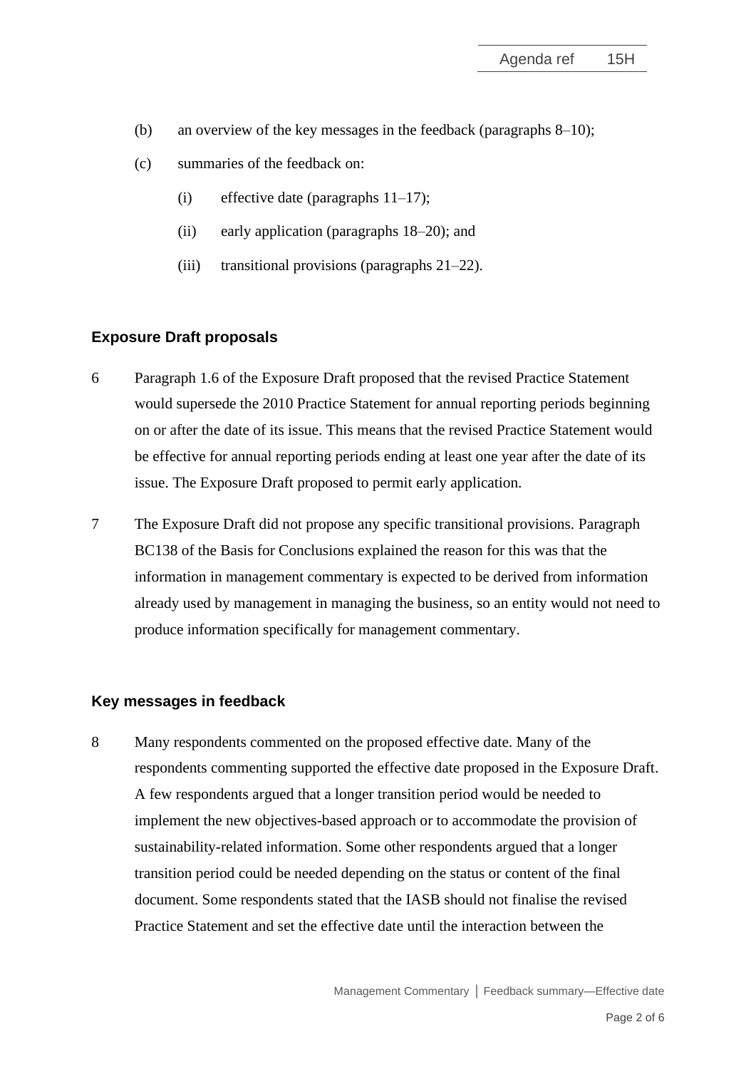(b) an overview of the key messages in the feedback (paragraphs 8–10);

(c) summaries of the feedback on:

   (i) effective date (paragraphs 11–17);

   (ii) early application (paragraphs 18–20); and

   (iii) transitional provisions (paragraphs 21–22).

## Exposure Draft proposals

6 Paragraph 1.6 of the Exposure Draft proposed that the revised Practice Statement would supersede the 2010 Practice Statement for annual reporting periods beginning on or after the date of its issue. This means that the revised Practice Statement would be effective for annual reporting periods ending at least one year after the date of its issue. The Exposure Draft proposed to permit early application.

7 The Exposure Draft did not propose any specific transitional provisions. Paragraph BC138 of the Basis for Conclusions explained the reason for this was that the information in management commentary is expected to be derived from information already used by management in managing the business, so an entity would not need to produce information specifically for management commentary.

## Key messages in feedback

8 Many respondents commented on the proposed effective date. Many of the respondents commenting supported the effective date proposed in the Exposure Draft. A few respondents argued that a longer transition period would be needed to implement the new objectives-based approach or to accommodate the provision of sustainability-related information. Some other respondents argued that a longer transition period could be needed depending on the status or content of the final document. Some respondents stated that the IASB should not finalise the revised Practice Statement and set the effective date until the interaction between the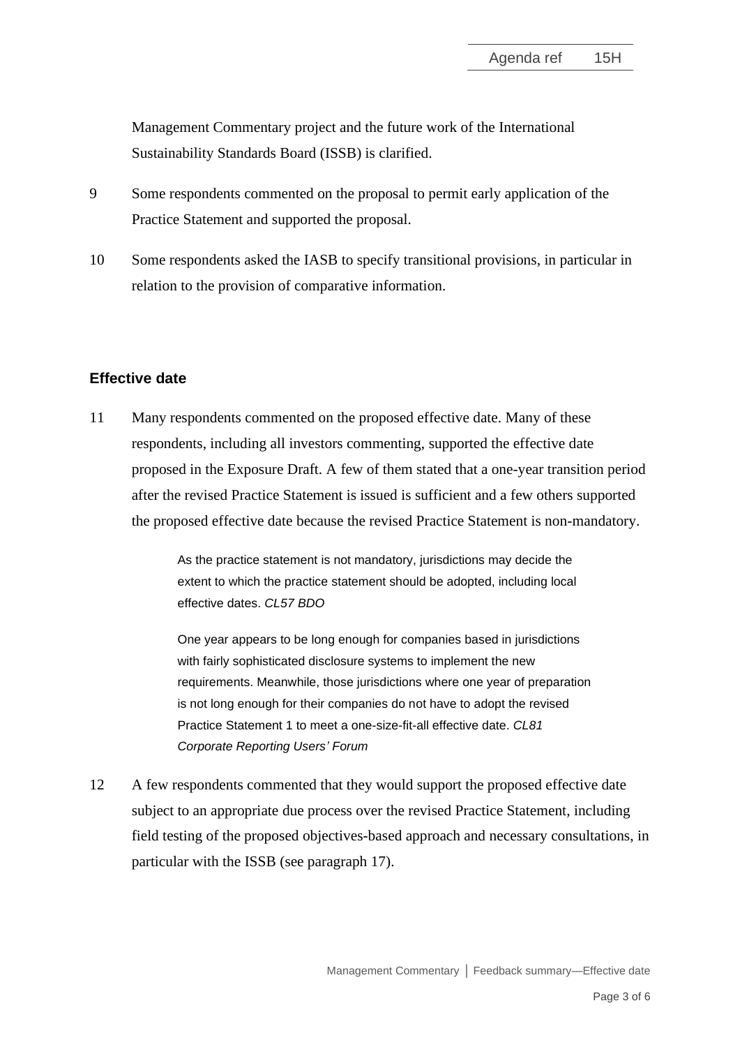Management Commentary project and the future work of the International Sustainability Standards Board (ISSB) is clarified.

9 Some respondents commented on the proposal to permit early application of the Practice Statement and supported the proposal.

10 Some respondents asked the IASB to specify transitional provisions, in particular in relation to the provision of comparative information.

### Effective date

11 Many respondents commented on the proposed effective date. Many of these respondents, including all investors commenting, supported the effective date proposed in the Exposure Draft. A few of them stated that a one-year transition period after the revised Practice Statement is issued is sufficient and a few others supported the proposed effective date because the revised Practice Statement is non-mandatory.

> As the practice statement is not mandatory, jurisdictions may decide the extent to which the practice statement should be adopted, including local effective dates. *CL57 BDO*

> One year appears to be long enough for companies based in jurisdictions with fairly sophisticated disclosure systems to implement the new requirements. Meanwhile, those jurisdictions where one year of preparation is not long enough for their companies do not have to adopt the revised Practice Statement 1 to meet a one-size-fit-all effective date. *CL81 Corporate Reporting Users' Forum*

12 A few respondents commented that they would support the proposed effective date subject to an appropriate due process over the revised Practice Statement, including field testing of the proposed objectives-based approach and necessary consultations, in particular with the ISSB (see paragraph 17).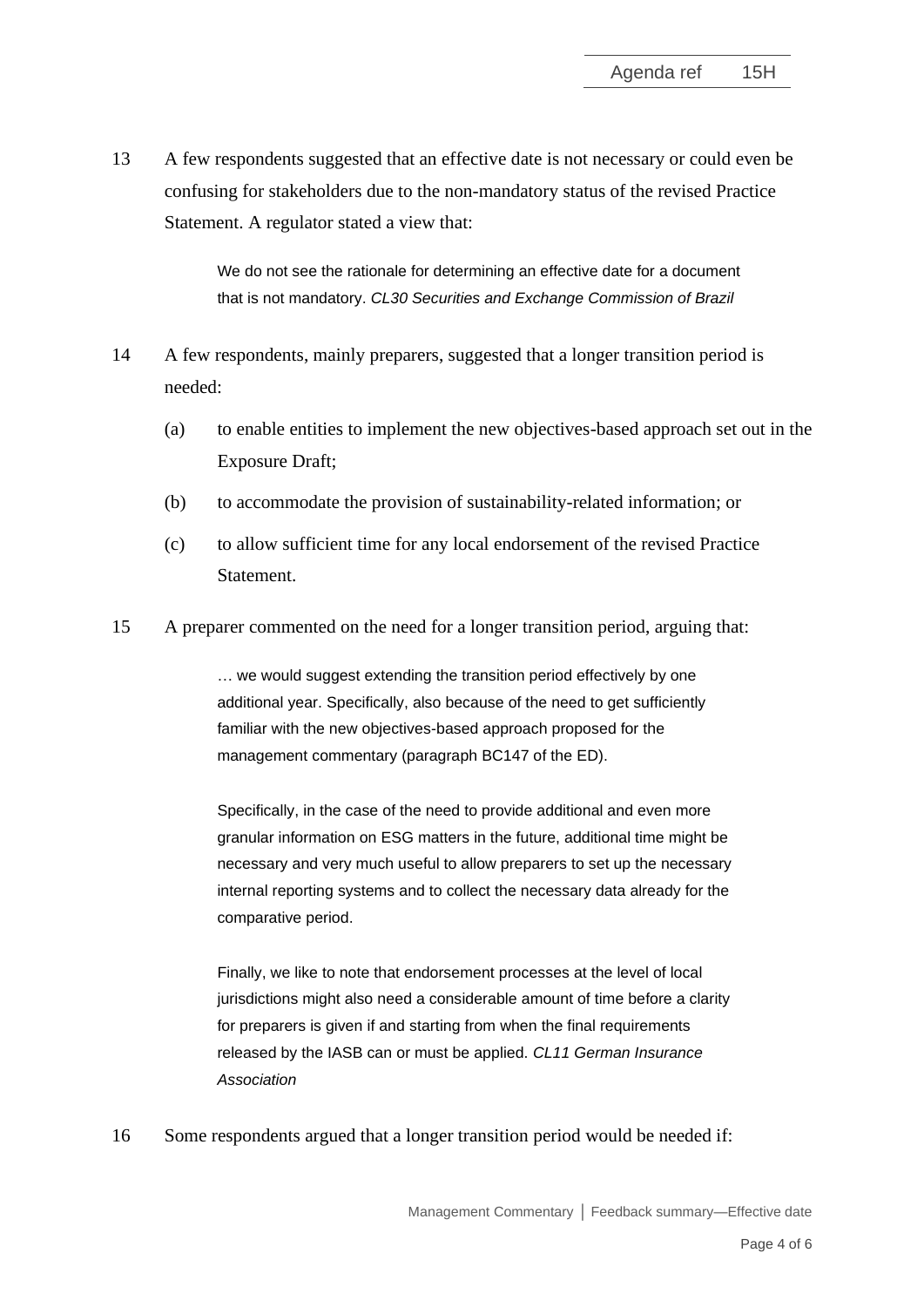13 A few respondents suggested that an effective date is not necessary or could even be confusing for stakeholders due to the non-mandatory status of the revised Practice Statement. A regulator stated a view that:

> We do not see the rationale for determining an effective date for a document that is not mandatory. *CL30 Securities and Exchange Commission of Brazil*

14 A few respondents, mainly preparers, suggested that a longer transition period is needed:

(a) to enable entities to implement the new objectives-based approach set out in the Exposure Draft;

(b) to accommodate the provision of sustainability-related information; or

(c) to allow sufficient time for any local endorsement of the revised Practice Statement.

15 A preparer commented on the need for a longer transition period, arguing that:

> … we would suggest extending the transition period effectively by one additional year. Specifically, also because of the need to get sufficiently familiar with the new objectives-based approach proposed for the management commentary (paragraph BC147 of the ED).
>
> Specifically, in the case of the need to provide additional and even more granular information on ESG matters in the future, additional time might be necessary and very much useful to allow preparers to set up the necessary internal reporting systems and to collect the necessary data already for the comparative period.
>
> Finally, we like to note that endorsement processes at the level of local jurisdictions might also need a considerable amount of time before a clarity for preparers is given if and starting from when the final requirements released by the IASB can or must be applied. *CL11 German Insurance Association*

16 Some respondents argued that a longer transition period would be needed if: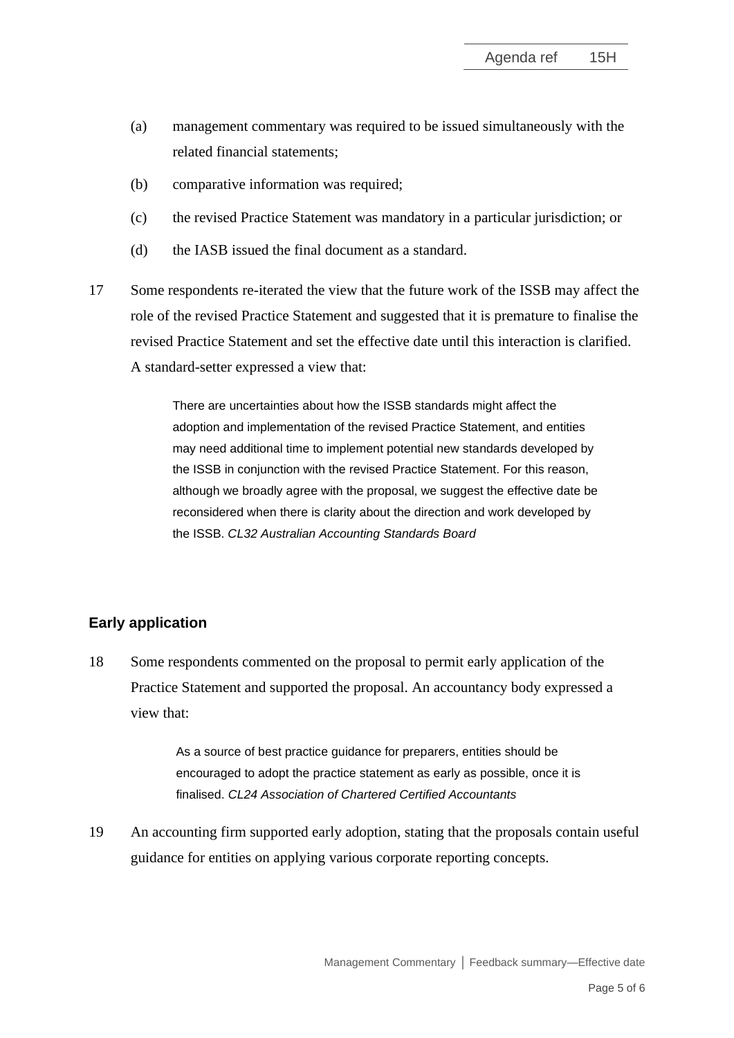(a) management commentary was required to be issued simultaneously with the related financial statements;

(b) comparative information was required;

(c) the revised Practice Statement was mandatory in a particular jurisdiction; or

(d) the IASB issued the final document as a standard.

17 Some respondents re-iterated the view that the future work of the ISSB may affect the role of the revised Practice Statement and suggested that it is premature to finalise the revised Practice Statement and set the effective date until this interaction is clarified. A standard-setter expressed a view that:

> There are uncertainties about how the ISSB standards might affect the adoption and implementation of the revised Practice Statement, and entities may need additional time to implement potential new standards developed by the ISSB in conjunction with the revised Practice Statement. For this reason, although we broadly agree with the proposal, we suggest the effective date be reconsidered when there is clarity about the direction and work developed by the ISSB. *CL32 Australian Accounting Standards Board*

## Early application

18 Some respondents commented on the proposal to permit early application of the Practice Statement and supported the proposal. An accountancy body expressed a view that:

> As a source of best practice guidance for preparers, entities should be encouraged to adopt the practice statement as early as possible, once it is finalised. *CL24 Association of Chartered Certified Accountants*

19 An accounting firm supported early adoption, stating that the proposals contain useful guidance for entities on applying various corporate reporting concepts.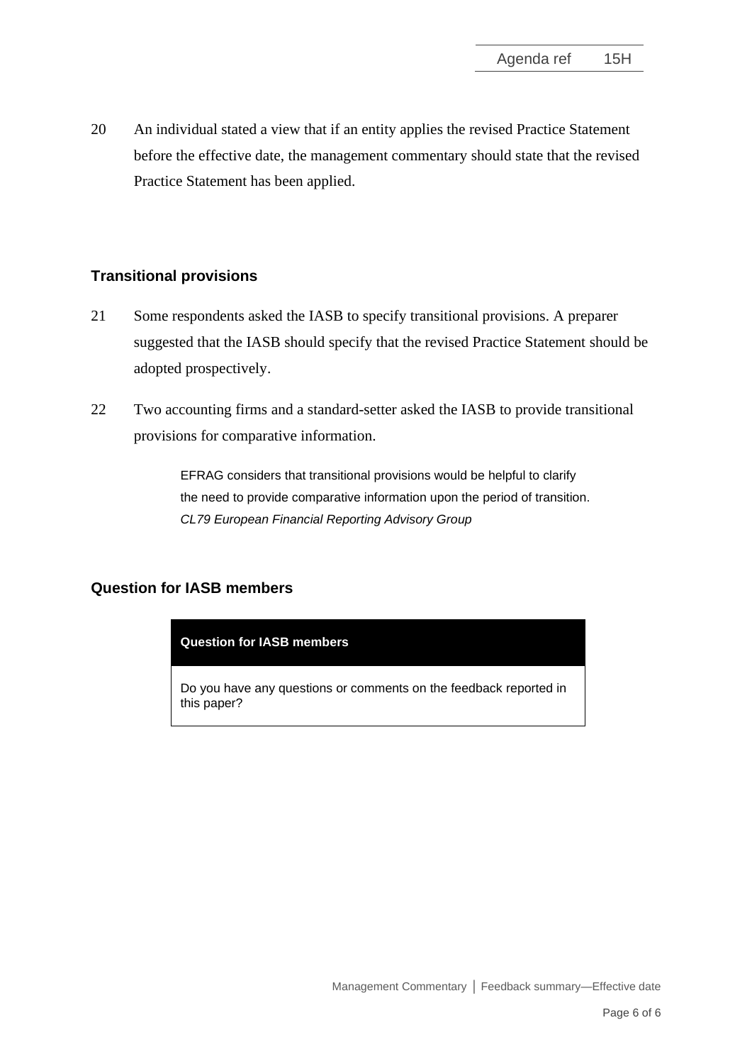20 An individual stated a view that if an entity applies the revised Practice Statement before the effective date, the management commentary should state that the revised Practice Statement has been applied.

## Transitional provisions

21 Some respondents asked the IASB to specify transitional provisions. A preparer suggested that the IASB should specify that the revised Practice Statement should be adopted prospectively.

22 Two accounting firms and a standard-setter asked the IASB to provide transitional provisions for comparative information.

> EFRAG considers that transitional provisions would be helpful to clarify the need to provide comparative information upon the period of transition.
> *CL79 European Financial Reporting Advisory Group*

## Question for IASB members

| **Question for IASB members** |
| --- |
| Do you have any questions or comments on the feedback reported in this paper? |